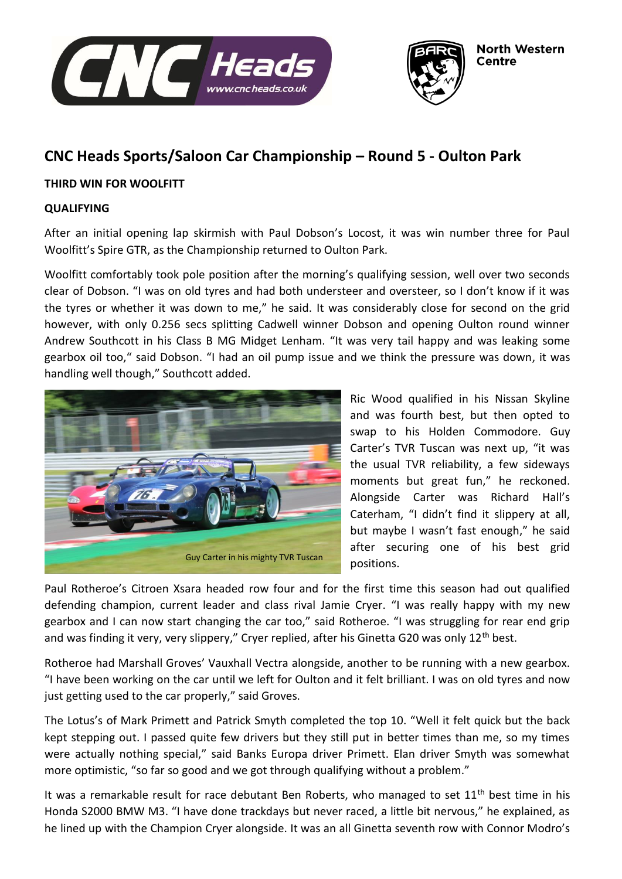# CNC Heads Sports/Saloon Car Championship – Round 5 - Oulton Park

**THIRD WIN FOR WOOLFITT**

**QUALIFYING**

After an initial opening lap skirmish with Paul Dobson's Locost, it was win number three for Paul Woolfitt's Spire GTR, as the Championship returned to Oulton Park.

Woolfitt comfortably took pole position after the morning's qualifying session, well over two seconds clear of Dobson. "I was on old tyres and had both understeer and oversteer, so I don't know if it was the tyres or whether it was down to me," he said. It was considerably close for second on the grid however, with only 0.256 secs splitting Cadwell winner Dobson and opening Oulton round winner Andrew Southcott in his Class B MG Midget Lenham. "It was very tail happy and was leaking some gearbox oil too," said Dobson. "I had an oil pump issue and we think the pressure was down, it was handling well though," Southcott added.

Guy Carter in his mighty TVR Tuscan

Ric Wood qualified in his Nissan Skyline and was fourth best, but then opted to swap to his Holden Commodore. Guy Carter's TVR Tuscan was next up, "it was the usual TVR reliability, a few sideways moments but great fun," he reckoned. Alongside Carter was Richard Hall's Caterham, "I didn't find it slippery at all, but maybe I wasn't fast enough," he said after securing one of his best grid positions.

Paul Rotheroe's Citroen Xsara headed row four and for the first time this season had out qualified defending champion, current leader and class rival Jamie Cryer. "I was really happy with my new gearbox and I can now start changing the car too," said Rotheroe. "I was struggling for rear end grip and was finding it very, very slippery," Cryer replied, after his Ginetta G20 was only 12th best.

Rotheroe had Marshall Groves' Vauxhall Vectra alongside, another to be running with a new gearbox. "I have been working on the car until we left for Oulton and it felt brilliant. I was on old tyres and now just getting used to the car properly," said Groves.

The Lotus's of Mark Primett and Patrick Smyth completed the top 10. "Well it felt quick but the back kept stepping out. I passed quite few drivers but they still put in better times than me, so my times were actually nothing special," said Banks Europa driver Primett. Elan driver Smyth was somewhat more optimistic, "so far so good and we got through qualifying without a problem."

It was a remarkable result for race debutant Ben Roberts, who managed to set 11th best time in his Honda S2000 BMW M3. "I have done trackdays but never raced, a little bit nervous," he explained, as he lined up with the Champion Cryer alongside. It was an all Ginetta seventh row with Connor Modro's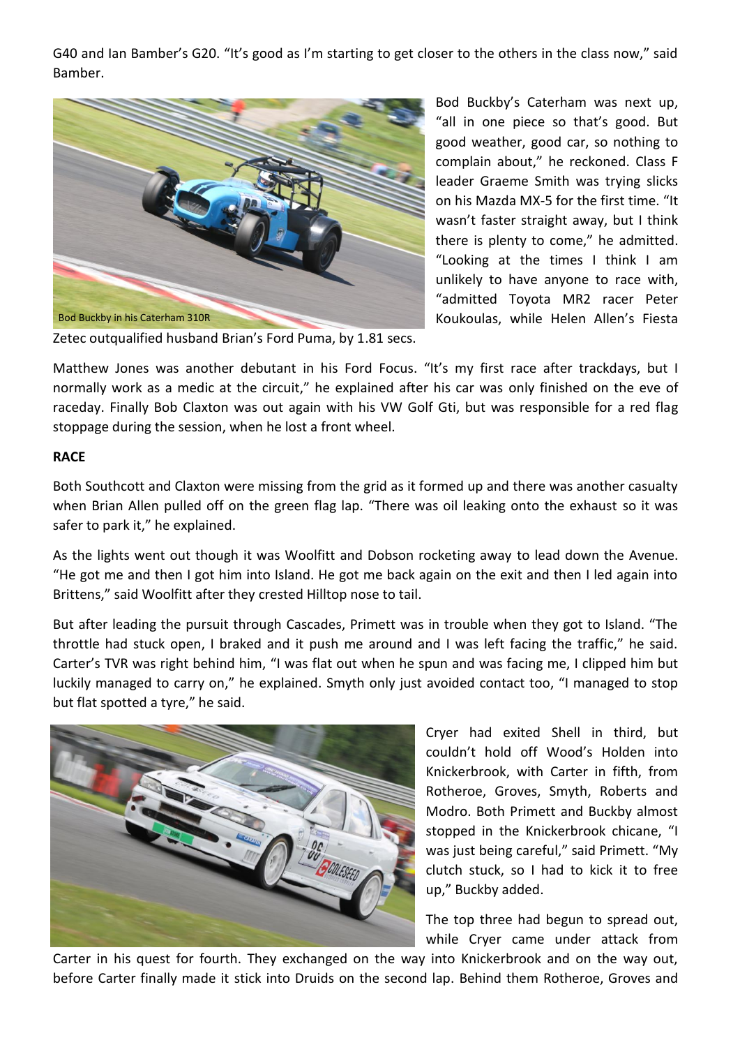G40 and Ian Bamber's G20. "It's good as I'm starting to get closer to the others in the class now," said Bamber.

Bod Buckby in his Caterham 310R

Bod Buckby's Caterham was next up, "all in one piece so that's good. But good weather, good car, so nothing to complain about," he reckoned. Class F leader Graeme Smith was trying slicks on his Mazda MX-5 for the first time. "It wasn't faster straight away, but I think there is plenty to come," he admitted. "Looking at the times I think I am unlikely to have anyone to race with, "admitted Toyota MR2 racer Peter Koukoulas, while Helen Allen's Fiesta Zetec outqualified husband Brian's Ford Puma, by 1.81 secs.

Matthew Jones was another debutant in his Ford Focus. "It's my first race after trackdays, but I normally work as a medic at the circuit," he explained after his car was only finished on the eve of raceday. Finally Bob Claxton was out again with his VW Golf Gti, but was responsible for a red flag stoppage during the session, when he lost a front wheel.

**RACE**

Both Southcott and Claxton were missing from the grid as it formed up and there was another casualty when Brian Allen pulled off on the green flag lap. "There was oil leaking onto the exhaust so it was safer to park it," he explained.

As the lights went out though it was Woolfitt and Dobson rocketing away to lead down the Avenue. "He got me and then I got him into Island. He got me back again on the exit and then I led again into Brittens," said Woolfitt after they crested Hilltop nose to tail.

But after leading the pursuit through Cascades, Primett was in trouble when they got to Island. "The throttle had stuck open, I braked and it push me around and I was left facing the traffic," he said. Carter's TVR was right behind him, "I was flat out when he spun and was facing me, I clipped him but luckily managed to carry on," he explained. Smyth only just avoided contact too, "I managed to stop but flat spotted a tyre," he said.

Cryer had exited Shell in third, but couldn't hold off Wood's Holden into Knickerbrook, with Carter in fifth, from Rotheroe, Groves, Smyth, Roberts and Modro. Both Primett and Buckby almost stopped in the Knickerbrook chicane, "I was just being careful," said Primett. "My clutch stuck, so I had to kick it to free up," Buckby added.

The top three had begun to spread out, while Cryer came under attack from Carter in his quest for fourth. They exchanged on the way into Knickerbrook and on the way out, before Carter finally made it stick into Druids on the second lap. Behind them Rotheroe, Groves and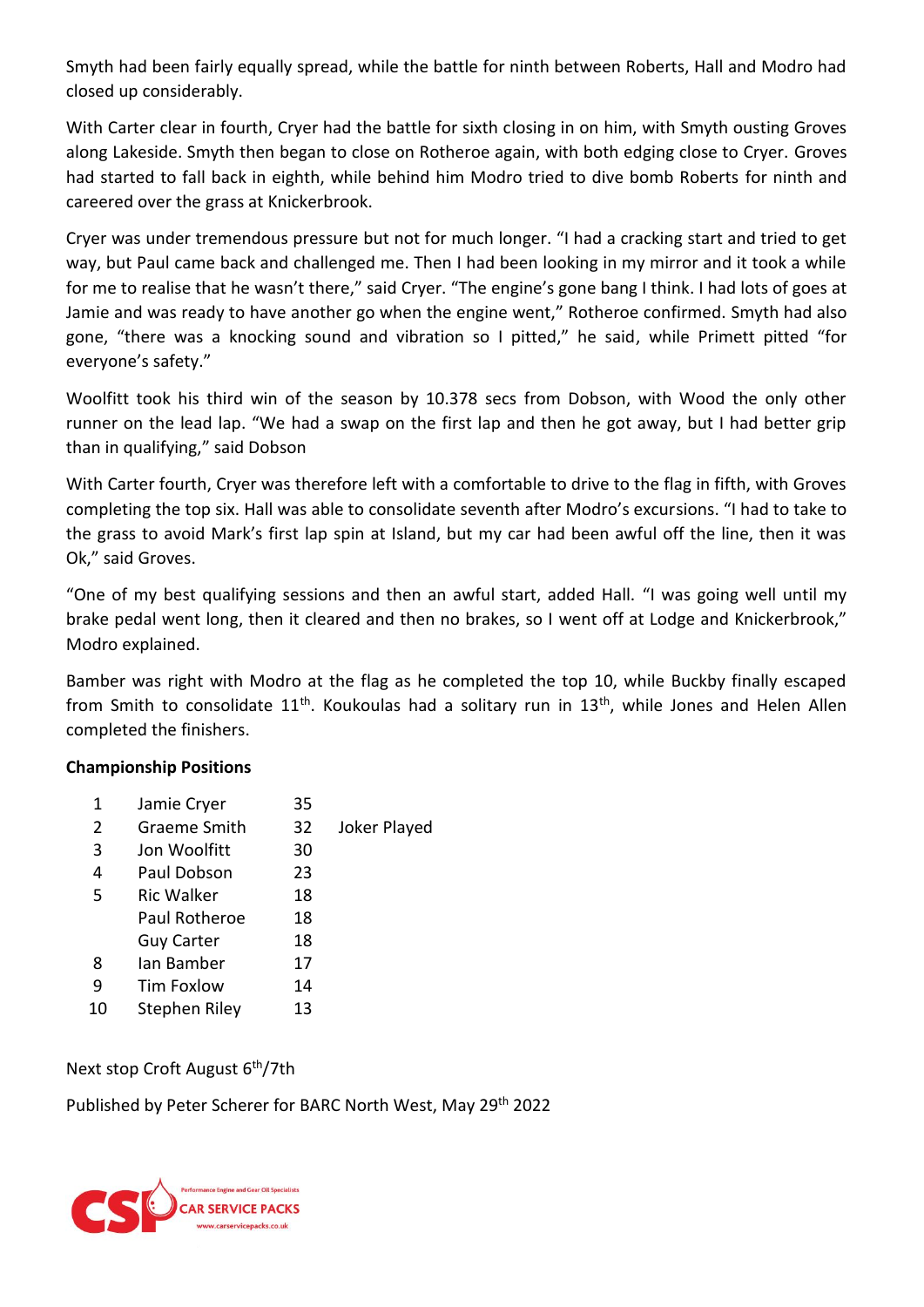Smyth had been fairly equally spread, while the battle for ninth between Roberts, Hall and Modro had closed up considerably.

With Carter clear in fourth, Cryer had the battle for sixth closing in on him, with Smyth ousting Groves along Lakeside. Smyth then began to close on Rotheroe again, with both edging close to Cryer. Groves had started to fall back in eighth, while behind him Modro tried to dive bomb Roberts for ninth and careered over the grass at Knickerbrook.

Cryer was under tremendous pressure but not for much longer. "I had a cracking start and tried to get way, but Paul came back and challenged me. Then I had been looking in my mirror and it took a while for me to realise that he wasn't there," said Cryer. "The engine's gone bang I think. I had lots of goes at Jamie and was ready to have another go when the engine went," Rotheroe confirmed. Smyth had also gone, "there was a knocking sound and vibration so I pitted," he said, while Primett pitted "for everyone's safety."

Woolfitt took his third win of the season by 10.378 secs from Dobson, with Wood the only other runner on the lead lap. "We had a swap on the first lap and then he got away, but I had better grip than in qualifying," said Dobson

With Carter fourth, Cryer was therefore left with a comfortable to drive to the flag in fifth, with Groves completing the top six. Hall was able to consolidate seventh after Modro's excursions. "I had to take to the grass to avoid Mark's first lap spin at Island, but my car had been awful off the line, then it was Ok," said Groves.

"One of my best qualifying sessions and then an awful start, added Hall. "I was going well until my brake pedal went long, then it cleared and then no brakes, so I went off at Lodge and Knickerbrook," Modro explained.

Bamber was right with Modro at the flag as he completed the top 10, while Buckby finally escaped from Smith to consolidate 11th. Koukoulas had a solitary run in 13th, while Jones and Helen Allen completed the finishers.

**Championship Positions**

| | | | |
|---|---|---|---|
| 1 | Jamie Cryer | 35 | |
| 2 | Graeme Smith | 32 | Joker Played |
| 3 | Jon Woolfitt | 30 | |
| 4 | Paul Dobson | 23 | |
| 5 | Ric Walker | 18 | |
| | Paul Rotheroe | 18 | |
| | Guy Carter | 18 | |
| 8 | Ian Bamber | 17 | |
| 9 | Tim Foxlow | 14 | |
| 10 | Stephen Riley | 13 | |

Next stop Croft August 6th/7th

Published by Peter Scherer for BARC North West, May 29th 2022

CSP Performance Engine and Gear Oil Specialists CAR SERVICE PACKS www.carservicepacks.co.uk